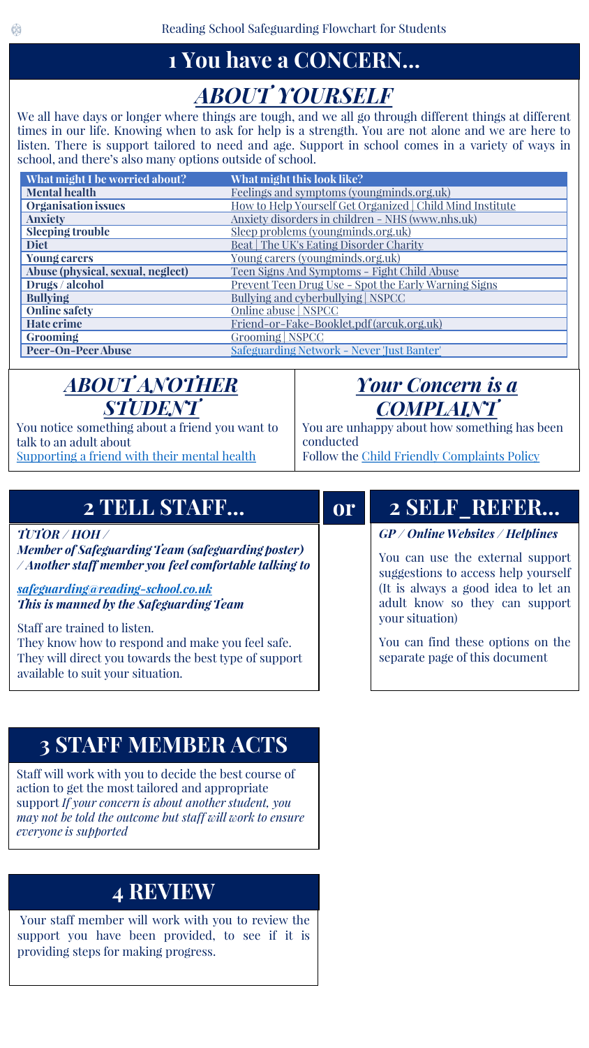Reading School Safeguarding Flowchart for Students

# 1 You have a CONCERN…

## *ABOUT YOURSELF*

We all have days or longer where things are tough, and we all go through different things at different times in our life. Knowing when to ask for help is a strength. You are not alone and we are here to listen. There is support tailored to need and age. Support in school comes in a variety of ways in school, and there's also many options outside of school.

| What might I be worried about? | What might this look like? |
|---|---|
| **Mental health** | Feelings and symptoms (youngminds.org.uk) |
| **Organisation issues** | How to Help Yourself Get Organized \| Child Mind Institute |
| **Anxiety** | Anxiety disorders in children - NHS (www.nhs.uk) |
| **Sleeping trouble** | Sleep problems (youngminds.org.uk) |
| **Diet** | Beat \| The UK's Eating Disorder Charity |
| **Young carers** | Young carers (youngminds.org.uk) |
| **Abuse (physical, sexual, neglect)** | Teen Signs And Symptoms - Fight Child Abuse |
| **Drugs / alcohol** | Prevent Teen Drug Use - Spot the Early Warning Signs |
| **Bullying** | Bullying and cyberbullying \| NSPCC |
| **Online safety** | Online abuse \| NSPCC |
| **Hate crime** | Friend-or-Fake-Booklet.pdf (arcuk.org.uk) |
| **Grooming** | Grooming \| NSPCC |
| **Peer-On-Peer Abuse** | Safeguarding Network - Never 'Just Banter' |

## *ABOUT ANOTHER STUDENT*

You notice something about a friend you want to talk to an adult about

Supporting a friend with their mental health

## *Your Concern is a COMPLAINT*

You are unhappy about how something has been conducted

Follow the Child Friendly Complaints Policy

# 2 TELL STAFF…

***TUTOR / HOH / Member of Safeguarding Team (safeguarding poster) / Another staff member you feel comfortable talking to***

*safeguarding@reading-school.co.uk*

***This is manned by the Safeguarding Team***

Staff are trained to listen.
They know how to respond and make you feel safe.
They will direct you towards the best type of support available to suit your situation.

# or

# 2 SELF_REFER…

***GP / Online Websites / Helplines***

You can use the external support suggestions to access help yourself (It is always a good idea to let an adult know so they can support your situation)

You can find these options on the separate page of this document

# 3 STAFF MEMBER ACTS

Staff will work with you to decide the best course of action to get the most tailored and appropriate support *If your concern is about another student, you may not be told the outcome but staff will work to ensure everyone is supported*

# 4 REVIEW

Your staff member will work with you to review the support you have been provided, to see if it is providing steps for making progress.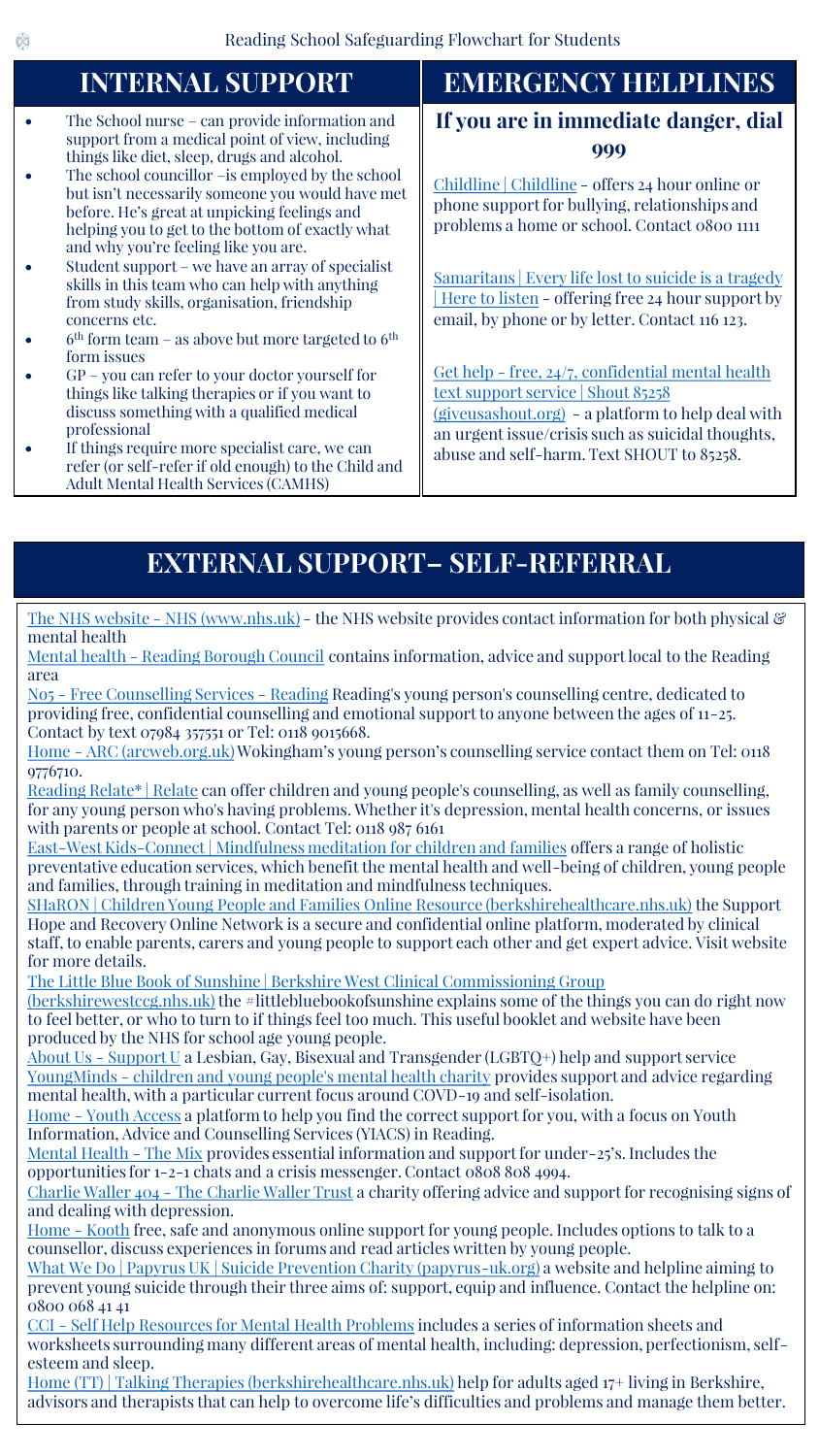Reading School Safeguarding Flowchart for Students

## INTERNAL SUPPORT

- The School nurse – can provide information and support from a medical point of view, including things like diet, sleep, drugs and alcohol.
- The school councillor –is employed by the school but isn't necessarily someone you would have met before. He's great at unpicking feelings and helping you to get to the bottom of exactly what and why you're feeling like you are.
- Student support – we have an array of specialist skills in this team who can help with anything from study skills, organisation, friendship concerns etc.
- 6th form team – as above but more targeted to 6th form issues
- GP – you can refer to your doctor yourself for things like talking therapies or if you want to discuss something with a qualified medical professional
- If things require more specialist care, we can refer (or self-refer if old enough) to the Child and Adult Mental Health Services (CAMHS)

## EMERGENCY HELPLINES

### If you are in immediate danger, dial 999

Childline | Childline - offers 24 hour online or phone support for bullying, relationships and problems a home or school. Contact 0800 1111

Samaritans | Every life lost to suicide is a tragedy | Here to listen - offering free 24 hour support by email, by phone or by letter. Contact 116 123.

Get help - free, 24/7, confidential mental health text support service | Shout 85258 (giveusashout.org) - a platform to help deal with an urgent issue/crisis such as suicidal thoughts, abuse and self-harm. Text SHOUT to 85258.

## EXTERNAL SUPPORT– SELF-REFERRAL

The NHS website - NHS (www.nhs.uk) - the NHS website provides contact information for both physical & mental health

Mental health - Reading Borough Council contains information, advice and support local to the Reading area

No5 - Free Counselling Services - Reading Reading's young person's counselling centre, dedicated to providing free, confidential counselling and emotional support to anyone between the ages of 11-25. Contact by text 07984 357551 or Tel: 0118 9015668.

Home - ARC (arcweb.org.uk) Wokingham's young person's counselling service contact them on Tel: 0118 9776710.

Reading Relate* | Relate can offer children and young people's counselling, as well as family counselling, for any young person who's having problems. Whether it's depression, mental health concerns, or issues with parents or people at school. Contact Tel: 0118 987 6161

East-West Kids-Connect | Mindfulness meditation for children and families offers a range of holistic preventative education services, which benefit the mental health and well-being of children, young people and families, through training in meditation and mindfulness techniques.

SHaRON | Children Young People and Families Online Resource (berkshirehealthcare.nhs.uk) the Support Hope and Recovery Online Network is a secure and confidential online platform, moderated by clinical staff, to enable parents, carers and young people to support each other and get expert advice. Visit website for more details.

The Little Blue Book of Sunshine | Berkshire West Clinical Commissioning Group (berkshirewestccg.nhs.uk) the #littlebluebookofsunshine explains some of the things you can do right now to feel better, or who to turn to if things feel too much. This useful booklet and website have been produced by the NHS for school age young people.

About Us - Support U a Lesbian, Gay, Bisexual and Transgender (LGBTQ+) help and support service

YoungMinds - children and young people's mental health charity provides support and advice regarding mental health, with a particular current focus around COVD-19 and self-isolation.

Home - Youth Access a platform to help you find the correct support for you, with a focus on Youth Information, Advice and Counselling Services (YIACS) in Reading.

Mental Health - The Mix provides essential information and support for under-25's. Includes the opportunities for 1-2-1 chats and a crisis messenger. Contact 0808 808 4994.

Charlie Waller 404 - The Charlie Waller Trust a charity offering advice and support for recognising signs of and dealing with depression.

Home - Kooth free, safe and anonymous online support for young people. Includes options to talk to a counsellor, discuss experiences in forums and read articles written by young people.

What We Do | Papyrus UK | Suicide Prevention Charity (papyrus-uk.org) a website and helpline aiming to prevent young suicide through their three aims of: support, equip and influence. Contact the helpline on: 0800 068 41 41

CCI - Self Help Resources for Mental Health Problems includes a series of information sheets and worksheets surrounding many different areas of mental health, including: depression, perfectionism, self-esteem and sleep.

Home (TT) | Talking Therapies (berkshirehealthcare.nhs.uk) help for adults aged 17+ living in Berkshire, advisors and therapists that can help to overcome life's difficulties and problems and manage them better.